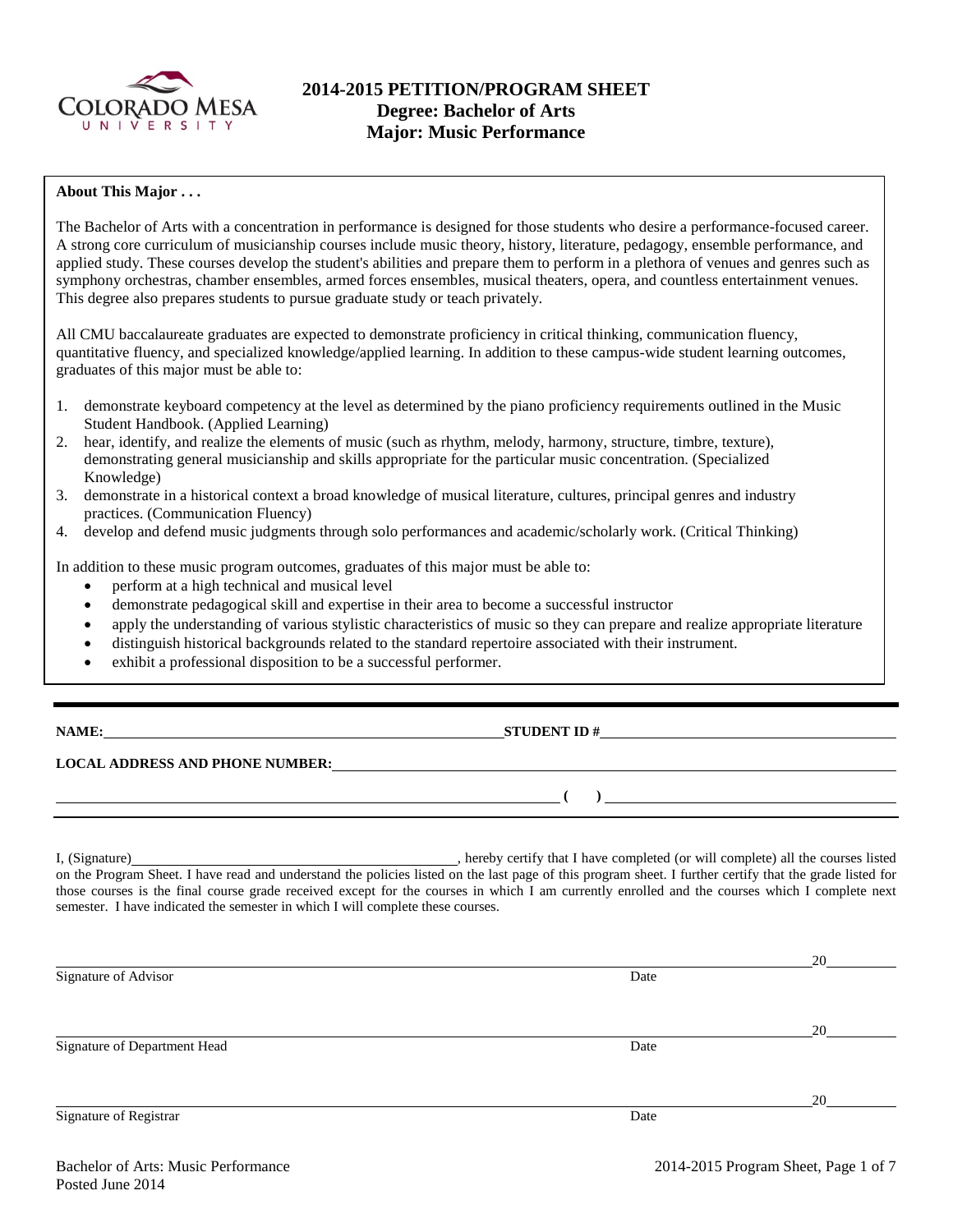# 2014-2015 PETITION/PROGRAM SHEET
## Degree: Bachelor of Arts
## Major: Music Performance

**About This Major . . .**

The Bachelor of Arts with a concentration in performance is designed for those students who desire a performance-focused career. A strong core curriculum of musicianship courses include music theory, history, literature, pedagogy, ensemble performance, and applied study. These courses develop the student's abilities and prepare them to perform in a plethora of venues and genres such as symphony orchestras, chamber ensembles, armed forces ensembles, musical theaters, opera, and countless entertainment venues. This degree also prepares students to pursue graduate study or teach privately.

All CMU baccalaureate graduates are expected to demonstrate proficiency in critical thinking, communication fluency, quantitative fluency, and specialized knowledge/applied learning. In addition to these campus-wide student learning outcomes, graduates of this major must be able to:

1. demonstrate keyboard competency at the level as determined by the piano proficiency requirements outlined in the Music Student Handbook. (Applied Learning)
2. hear, identify, and realize the elements of music (such as rhythm, melody, harmony, structure, timbre, texture), demonstrating general musicianship and skills appropriate for the particular music concentration. (Specialized Knowledge)
3. demonstrate in a historical context a broad knowledge of musical literature, cultures, principal genres and industry practices. (Communication Fluency)
4. develop and defend music judgments through solo performances and academic/scholarly work. (Critical Thinking)

In addition to these music program outcomes, graduates of this major must be able to:

- perform at a high technical and musical level
- demonstrate pedagogical skill and expertise in their area to become a successful instructor
- apply the understanding of various stylistic characteristics of music so they can prepare and realize appropriate literature
- distinguish historical backgrounds related to the standard repertoire associated with their instrument.
- exhibit a professional disposition to be a successful performer.

---

**NAME:** ______________________________ **STUDENT ID #** ______________________________

**LOCAL ADDRESS AND PHONE NUMBER:** ______________________________

______________________________ **(   )** ______________________________

I, (Signature) ______________________________, hereby certify that I have completed (or will complete) all the courses listed on the Program Sheet. I have read and understand the policies listed on the last page of this program sheet. I further certify that the grade listed for those courses is the final course grade received except for the courses in which I am currently enrolled and the courses which I complete next semester. I have indicated the semester in which I will complete these courses.

______________________________ 20______
Signature of Advisor                                        Date

______________________________ 20______
Signature of Department Head                                Date

______________________________ 20______
Signature of Registrar                                      Date

Bachelor of Arts: Music Performance
Posted June 2014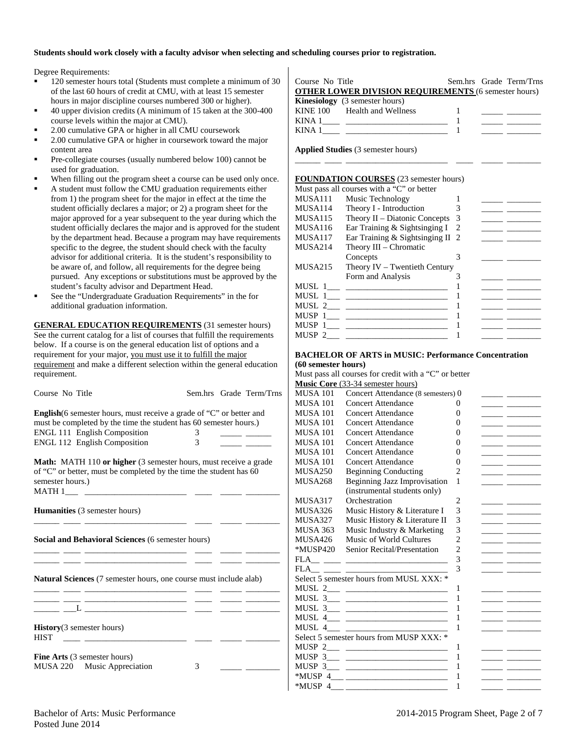**Students should work closely with a faculty advisor when selecting and scheduling courses prior to registration.**

Degree Requirements:

- 120 semester hours total (Students must complete a minimum of 30 of the last 60 hours of credit at CMU, with at least 15 semester hours in major discipline courses numbered 300 or higher).
- 40 upper division credits (A minimum of 15 taken at the 300-400 course levels within the major at CMU).
- 2.00 cumulative GPA or higher in all CMU coursework
- 2.00 cumulative GPA or higher in coursework toward the major content area
- Pre-collegiate courses (usually numbered below 100) cannot be used for graduation.
- When filling out the program sheet a course can be used only once.
- A student must follow the CMU graduation requirements either from 1) the program sheet for the major in effect at the time the student officially declares a major; or 2) a program sheet for the major approved for a year subsequent to the year during which the student officially declares the major and is approved for the student by the department head. Because a program may have requirements specific to the degree, the student should check with the faculty advisor for additional criteria. It is the student's responsibility to be aware of, and follow, all requirements for the degree being pursued. Any exceptions or substitutions must be approved by the student's faculty advisor and Department Head.
- See the "Undergraduate Graduation Requirements" in the for additional graduation information.

**GENERAL EDUCATION REQUIREMENTS** (31 semester hours) See the current catalog for a list of courses that fulfill the requirements below. If a course is on the general education list of options and a requirement for your major, you must use it to fulfill the major requirement and make a different selection within the general education requirement.

| Course No | Title | Sem.hrs | Grade | Term/Trns |
|---|---|---|---|---|
| **English** (6 semester hours, must receive a grade of "C" or better and must be completed by the time the student has 60 semester hours.) | | | | |
| ENGL 111 | English Composition | 3 | _____ | ______ |
| ENGL 112 | English Composition | 3 | _____ | ______ |
| **Math:** MATH 110 **or higher** (3 semester hours, must receive a grade of "C" or better, must be completed by the time the student has 60 semester hours.) | | | | |
| MATH 1___ | ________________________ | ____ | _____ | ________ |
| **Humanities** (3 semester hours) | | | | |
| ______ ____ | ________________________ | ____ | _____ | ________ |
| **Social and Behavioral Sciences** (6 semester hours) | | | | |
| ______ ____ | ________________________ | ____ | _____ | ________ |
| ______ ____ | ________________________ | ____ | _____ | ________ |
| **Natural Sciences** (7 semester hours, one course must include alab) | | | | |
| ______ ____ | ________________________ | ____ | _____ | ________ |
| ______ ____ | ________________________ | ____ | _____ | ________ |
| ______ ___L | ________________________ | ____ | _____ | ________ |
| **History** (3 semester hours) | | | | |
| HIST ____ | ________________________ | ____ | _____ | ________ |
| **Fine Arts** (3 semester hours) | | | | |
| MUSA 220 | Music Appreciation | 3 | _____ | ________ |

| Course No | Title | Sem.hrs | Grade | Term/Trns |
|---|---|---|---|---|
| **OTHER LOWER DIVISION REQUIREMENTS** (6 semester hours) | | | | |
| **Kinesiology** (3 semester hours) | | | | |
| KINE 100 | Health and Wellness | 1 | _____ | ________ |
| KINA 1____ | ________________________ | 1 | _____ | ________ |
| KINA 1____ | ________________________ | 1 | _____ | ________ |
| **Applied Studies** (3 semester hours) | | | | |
| ______ ____ | ________________________ | ____ | _____ | ________ |
| **FOUNDATION COURSES** (23 semester hours) Must pass all courses with a "C" or better | | | | |
| MUSA111 | Music Technology | 1 | _____ | ________ |
| MUSA114 | Theory I - Introduction | 3 | _____ | ________ |
| MUSA115 | Theory II – Diatonic Concepts | 3 | _____ | ________ |
| MUSA116 | Ear Training & Sightsinging I | 2 | _____ | ________ |
| MUSA117 | Ear Training & Sightsinging II | 2 | _____ | ________ |
| MUSA214 | Theory III – Chromatic Concepts | 3 | _____ | ________ |
| MUSA215 | Theory IV – Twentieth Century Form and Analysis | 3 | _____ | ________ |
| MUSL 1___ | ________________________ | 1 | _____ | ________ |
| MUSL 1___ | ________________________ | 1 | _____ | ________ |
| MUSL 2___ | ________________________ | 1 | _____ | ________ |
| MUSP 1___ | ________________________ | 1 | _____ | ________ |
| MUSP 1___ | ________________________ | 1 | _____ | ________ |
| MUSP 2___ | ________________________ | 1 | _____ | ________ |

**BACHELOR OF ARTS in MUSIC: Performance Concentration (60 semester hours)**

Must pass all courses for credit with a "C" or better

| Course No | Title | Sem.hrs | Grade | Term/Trns |
|---|---|---|---|---|
| **Music Core** (33-34 semester hours) | | | | |
| MUSA 101 | Concert Attendance (8 semesters) | 0 | _____ | ________ |
| MUSA 101 | Concert Attendance | 0 | _____ | ________ |
| MUSA 101 | Concert Attendance | 0 | _____ | ________ |
| MUSA 101 | Concert Attendance | 0 | _____ | ________ |
| MUSA 101 | Concert Attendance | 0 | _____ | ________ |
| MUSA 101 | Concert Attendance | 0 | _____ | ________ |
| MUSA 101 | Concert Attendance | 0 | _____ | ________ |
| MUSA 101 | Concert Attendance | 0 | _____ | ________ |
| MUSA250 | Beginning Conducting | 2 | _____ | ________ |
| MUSA268 | Beginning Jazz Improvisation (instrumental students only) | 1 | _____ | ________ |
| MUSA317 | Orchestration | 2 | _____ | ________ |
| MUSA326 | Music History & Literature I | 3 | _____ | ________ |
| MUSA327 | Music History & Literature II | 3 | _____ | ________ |
| MUSA 363 | Music Industry & Marketing | 3 | _____ | ________ |
| MUSA426 | Music of World Cultures | 2 | _____ | ________ |
| *MUSP420 | Senior Recital/Presentation | 2 | _____ | ________ |
| FLA__ ____ | ________________________ | 3 | _____ | ________ |
| FLA__ ____ | ________________________ | 3 | _____ | ________ |
| Select 5 semester hours from MUSL XXX: * | | | | |
| MUSL 2___ | ________________________ | 1 | _____ | ________ |
| MUSL 3___ | ________________________ | 1 | _____ | ________ |
| MUSL 3___ | ________________________ | 1 | _____ | ________ |
| MUSL 4___ | ________________________ | 1 | _____ | ________ |
| MUSL 4___ | ________________________ | 1 | _____ | ________ |
| Select 5 semester hours from MUSP XXX: * | | | | |
| MUSP 2___ | ________________________ | 1 | _____ | ________ |
| MUSP 3___ | ________________________ | 1 | _____ | ________ |
| MUSP 3___ | ________________________ | 1 | _____ | ________ |
| *MUSP 4___ | ________________________ | 1 | _____ | ________ |
| *MUSP 4___ | ________________________ | 1 | _____ | ________ |

Bachelor of Arts: Music Performance
Posted June 2014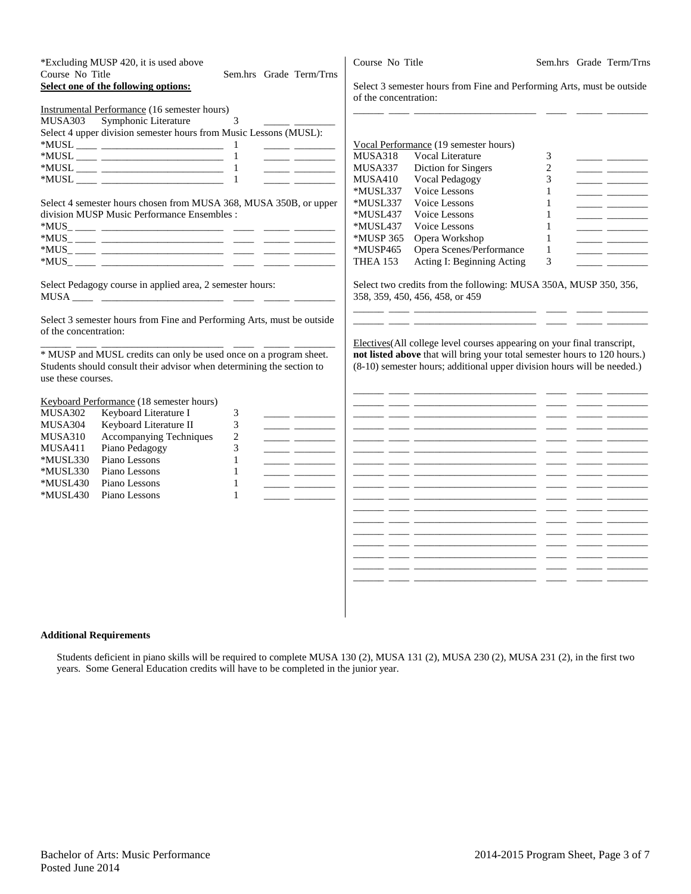*Excluding MUSP 420, it is used above

| Course No | Title | Sem.hrs | Grade | Term/Trns |
|---|---|---|---|---|

**Select one of the following options:**

Instrumental Performance (16 semester hours)

| Course No | Title | Sem.hrs | Grade | Term/Trns |
|---|---|---|---|---|
| MUSA303 | Symphonic Literature | 3 | | |

Select 4 upper division semester hours from Music Lessons (MUSL):

| Course No | Title | Sem.hrs | Grade | Term/Trns |
|---|---|---|---|---|
| *MUSL ____ | | 1 | | |
| *MUSL ____ | | 1 | | |
| *MUSL ____ | | 1 | | |
| *MUSL ____ | | 1 | | |

Select 4 semester hours chosen from MUSA 368, MUSA 350B, or upper division MUSP Music Performance Ensembles :

| Course No | Title | Sem.hrs | Grade | Term/Trns |
|---|---|---|---|---|
| *MUS_ ____ | | | | |
| *MUS_ ____ | | | | |
| *MUS_ ____ | | | | |
| *MUS_ ____ | | | | |

Select Pedagogy course in applied area, 2 semester hours:

| Course No | Title | Sem.hrs | Grade | Term/Trns |
|---|---|---|---|---|
| MUSA ____ | | | | |

Select 3 semester hours from Fine and Performing Arts, must be outside of the concentration:

| Course No | Title | Sem.hrs | Grade | Term/Trns |
|---|---|---|---|---|
| | | | | |

* MUSP and MUSL credits can only be used once on a program sheet. Students should consult their advisor when determining the section to use these courses.

Keyboard Performance (18 semester hours)

| Course No | Title | Sem.hrs | Grade | Term/Trns |
|---|---|---|---|---|
| MUSA302 | Keyboard Literature I | 3 | | |
| MUSA304 | Keyboard Literature II | 3 | | |
| MUSA310 | Accompanying Techniques | 2 | | |
| MUSA411 | Piano Pedagogy | 3 | | |
| *MUSL330 | Piano Lessons | 1 | | |
| *MUSL330 | Piano Lessons | 1 | | |
| *MUSL430 | Piano Lessons | 1 | | |
| *MUSL430 | Piano Lessons | 1 | | |

Select 3 semester hours from Fine and Performing Arts, must be outside of the concentration:

| Course No | Title | Sem.hrs | Grade | Term/Trns |
|---|---|---|---|---|
| | | | | |

Vocal Performance (19 semester hours)

| Course No | Title | Sem.hrs | Grade | Term/Trns |
|---|---|---|---|---|
| MUSA318 | Vocal Literature | 3 | | |
| MUSA337 | Diction for Singers | 2 | | |
| MUSA410 | Vocal Pedagogy | 3 | | |
| *MUSL337 | Voice Lessons | 1 | | |
| *MUSL337 | Voice Lessons | 1 | | |
| *MUSL437 | Voice Lessons | 1 | | |
| *MUSL437 | Voice Lessons | 1 | | |
| *MUSP 365 | Opera Workshop | 1 | | |
| *MUSP465 | Opera Scenes/Performance | 1 | | |
| THEA 153 | Acting I: Beginning Acting | 3 | | |

Select two credits from the following: MUSA 350A, MUSP 350, 356, 358, 359, 450, 456, 458, or 459

| Course No | Title | Sem.hrs | Grade | Term/Trns |
|---|---|---|---|---|
| | | | | |
| | | | | |

Electives(All college level courses appearing on your final transcript, **not listed above** that will bring your total semester hours to 120 hours.) (8-10) semester hours; additional upper division hours will be needed.)

| Course No | Title | Sem.hrs | Grade | Term/Trns |
|---|---|---|---|---|
| | | | | |
| | | | | |
| | | | | |
| | | | | |
| | | | | |
| | | | | |
| | | | | |
| | | | | |
| | | | | |
| | | | | |
| | | | | |
| | | | | |
| | | | | |
| | | | | |
| | | | | |
| | | | | |
| | | | | |

**Additional Requirements**

Students deficient in piano skills will be required to complete MUSA 130 (2), MUSA 131 (2), MUSA 230 (2), MUSA 231 (2), in the first two years. Some General Education credits will have to be completed in the junior year.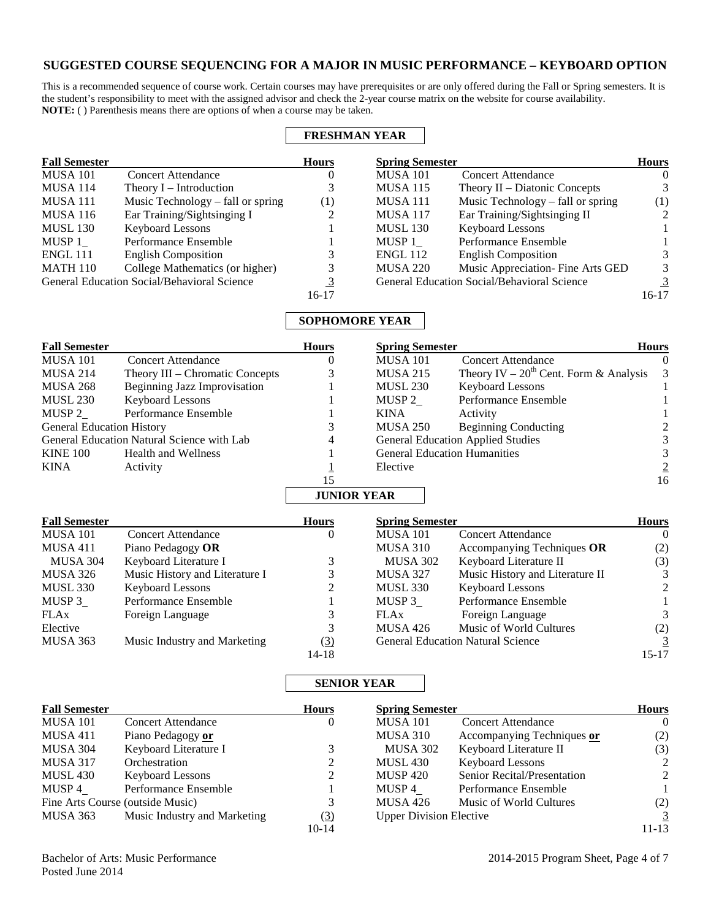## SUGGESTED COURSE SEQUENCING FOR A MAJOR IN MUSIC PERFORMANCE – KEYBOARD OPTION

This is a recommended sequence of course work. Certain courses may have prerequisites or are only offered during the Fall or Spring semesters. It is the student's responsibility to meet with the assigned advisor and check the 2-year course matrix on the website for course availability.
**NOTE:** ( ) Parenthesis means there are options of when a course may be taken.

### FRESHMAN YEAR

| Fall Semester | | Hours | Spring Semester | | Hours |
|---|---|---|---|---|---|
| MUSA 101 | Concert Attendance | 0 | MUSA 101 | Concert Attendance | 0 |
| MUSA 114 | Theory I – Introduction | 3 | MUSA 115 | Theory II – Diatonic Concepts | 3 |
| MUSA 111 | Music Technology – fall or spring | (1) | MUSA 111 | Music Technology – fall or spring | (1) |
| MUSA 116 | Ear Training/Sightsinging I | 2 | MUSA 117 | Ear Training/Sightsinging II | 2 |
| MUSL 130 | Keyboard Lessons | 1 | MUSL 130 | Keyboard Lessons | 1 |
| MUSP 1_ | Performance Ensemble | 1 | MUSP 1_ | Performance Ensemble | 1 |
| ENGL 111 | English Composition | 3 | ENGL 112 | English Composition | 3 |
| MATH 110 | College Mathematics (or higher) | 3 | MUSA 220 | Music Appreciation- Fine Arts GED | 3 |
| General Education Social/Behavioral Science | | 3 | General Education Social/Behavioral Science | | 3 |
| | | 16-17 | | | 16-17 |

### SOPHOMORE YEAR

| Fall Semester | | Hours | Spring Semester | | Hours |
|---|---|---|---|---|---|
| MUSA 101 | Concert Attendance | 0 | MUSA 101 | Concert Attendance | 0 |
| MUSA 214 | Theory III – Chromatic Concepts | 3 | MUSA 215 | Theory IV – 20th Cent. Form & Analysis | 3 |
| MUSA 268 | Beginning Jazz Improvisation | 1 | MUSL 230 | Keyboard Lessons | 1 |
| MUSL 230 | Keyboard Lessons | 1 | MUSP 2_ | Performance Ensemble | 1 |
| MUSP 2_ | Performance Ensemble | 1 | KINA | Activity | 1 |
| General Education History | | 3 | MUSA 250 | Beginning Conducting | 2 |
| General Education Natural Science with Lab | | 4 | General Education Applied Studies | | 3 |
| KINE 100 | Health and Wellness | 1 | General Education Humanities | | 3 |
| KINA | Activity | 1 | Elective | | 2 |
| | | 15 | | | 16 |

### JUNIOR YEAR

| Fall Semester | | Hours | Spring Semester | | Hours |
|---|---|---|---|---|---|
| MUSA 101 | Concert Attendance | 0 | MUSA 101 | Concert Attendance | 0 |
| MUSA 411 | Piano Pedagogy **OR** | | MUSA 310 | Accompanying Techniques **OR** | (2) |
| MUSA 304 | Keyboard Literature I | 3 | MUSA 302 | Keyboard Literature II | (3) |
| MUSA 326 | Music History and Literature I | 3 | MUSA 327 | Music History and Literature II | 3 |
| MUSL 330 | Keyboard Lessons | 2 | MUSL 330 | Keyboard Lessons | 2 |
| MUSP 3_ | Performance Ensemble | 1 | MUSP 3_ | Performance Ensemble | 1 |
| FLAx | Foreign Language | 3 | FLAx | Foreign Language | 3 |
| Elective | | 3 | MUSA 426 | Music of World Cultures | (2) |
| MUSA 363 | Music Industry and Marketing | (3) | General Education Natural Science | | 3 |
| | | 14-18 | | | 15-17 |

### SENIOR YEAR

| Fall Semester | | Hours | Spring Semester | | Hours |
|---|---|---|---|---|---|
| MUSA 101 | Concert Attendance | 0 | MUSA 101 | Concert Attendance | 0 |
| MUSA 411 | Piano Pedagogy **or** | | MUSA 310 | Accompanying Techniques **or** | (2) |
| MUSA 304 | Keyboard Literature I | 3 | MUSA 302 | Keyboard Literature II | (3) |
| MUSA 317 | Orchestration | 2 | MUSL 430 | Keyboard Lessons | 2 |
| MUSL 430 | Keyboard Lessons | 2 | MUSP 420 | Senior Recital/Presentation | 2 |
| MUSP 4_ | Performance Ensemble | 1 | MUSP 4_ | Performance Ensemble | 1 |
| Fine Arts Course (outside Music) | | 3 | MUSA 426 | Music of World Cultures | (2) |
| MUSA 363 | Music Industry and Marketing | (3) | Upper Division Elective | | 3 |
| | | 10-14 | | | 11-13 |

Bachelor of Arts: Music Performance
Posted June 2014

2014-2015 Program Sheet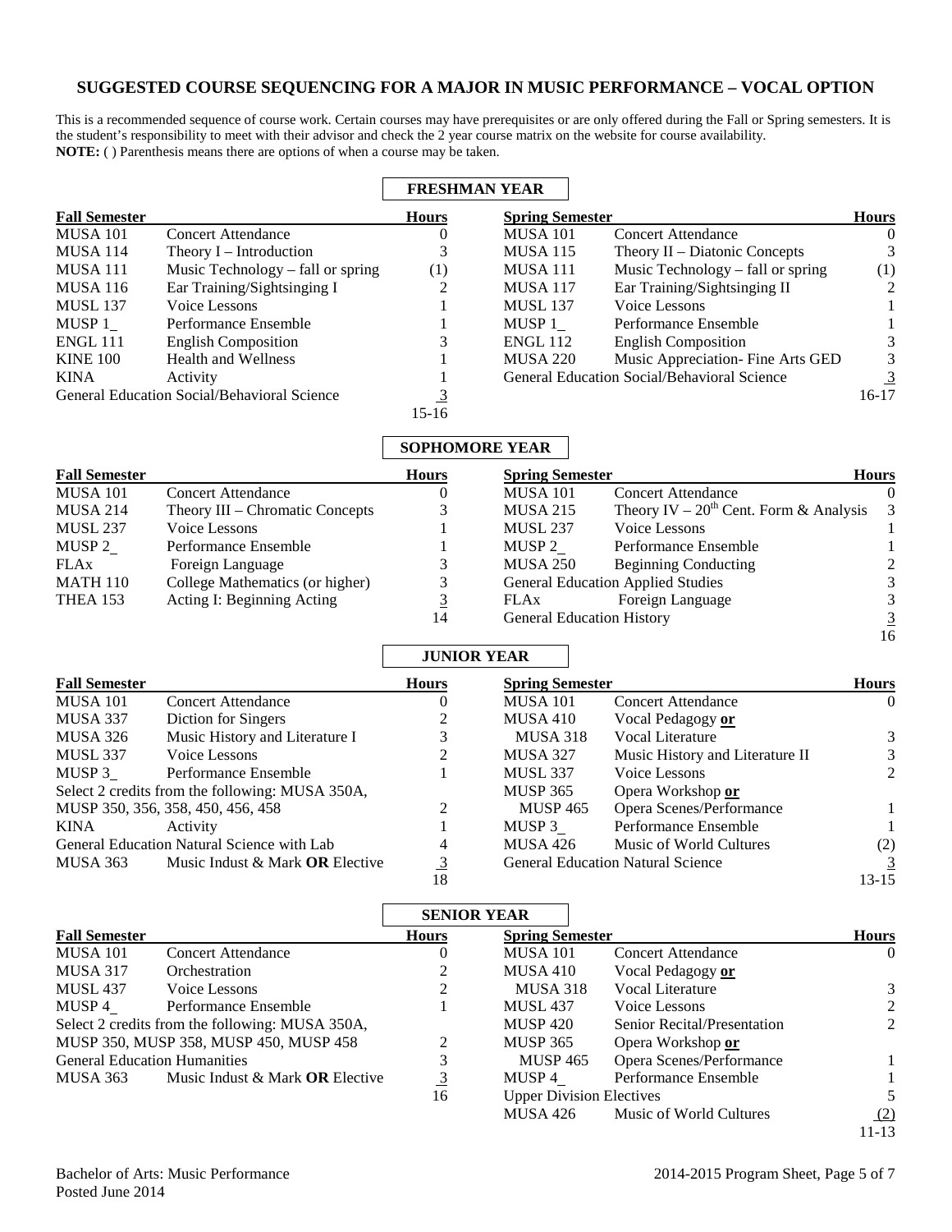# SUGGESTED COURSE SEQUENCING FOR A MAJOR IN MUSIC PERFORMANCE – VOCAL OPTION

This is a recommended sequence of course work. Certain courses may have prerequisites or are only offered during the Fall or Spring semesters. It is the student's responsibility to meet with their advisor and check the 2 year course matrix on the website for course availability.
**NOTE:** ( ) Parenthesis means there are options of when a course may be taken.

## FRESHMAN YEAR

| Fall Semester | | Hours | Spring Semester | | Hours |
|---|---|---|---|---|---|
| MUSA 101 | Concert Attendance | 0 | MUSA 101 | Concert Attendance | 0 |
| MUSA 114 | Theory I – Introduction | 3 | MUSA 115 | Theory II – Diatonic Concepts | 3 |
| MUSA 111 | Music Technology – fall or spring | (1) | MUSA 111 | Music Technology – fall or spring | (1) |
| MUSA 116 | Ear Training/Sightsinging I | 2 | MUSA 117 | Ear Training/Sightsinging II | 2 |
| MUSL 137 | Voice Lessons | 1 | MUSL 137 | Voice Lessons | 1 |
| MUSP 1_ | Performance Ensemble | 1 | MUSP 1_ | Performance Ensemble | 1 |
| ENGL 111 | English Composition | 3 | ENGL 112 | English Composition | 3 |
| KINE 100 | Health and Wellness | 1 | MUSA 220 | Music Appreciation- Fine Arts GED | 3 |
| KINA | Activity | 1 | General Education Social/Behavioral Science | | 3 |
| General Education Social/Behavioral Science | | 3 | | | 16-17 |
| | | 15-16 | | | |

## SOPHOMORE YEAR

| Fall Semester | | Hours | Spring Semester | | Hours |
|---|---|---|---|---|---|
| MUSA 101 | Concert Attendance | 0 | MUSA 101 | Concert Attendance | 0 |
| MUSA 214 | Theory III – Chromatic Concepts | 3 | MUSA 215 | Theory IV – 20th Cent. Form & Analysis | 3 |
| MUSL 237 | Voice Lessons | 1 | MUSL 237 | Voice Lessons | 1 |
| MUSP 2_ | Performance Ensemble | 1 | MUSP 2_ | Performance Ensemble | 1 |
| FLAx | Foreign Language | 3 | MUSA 250 | Beginning Conducting | 2 |
| MATH 110 | College Mathematics (or higher) | 3 | General Education Applied Studies | | 3 |
| THEA 153 | Acting I: Beginning Acting | 3 | FLAx | Foreign Language | 3 |
| | | 14 | General Education History | | 3 |
| | | | | | 16 |

## JUNIOR YEAR

| Fall Semester | | Hours | Spring Semester | | Hours |
|---|---|---|---|---|---|
| MUSA 101 | Concert Attendance | 0 | MUSA 101 | Concert Attendance | 0 |
| MUSA 337 | Diction for Singers | 2 | MUSA 410 | Vocal Pedagogy **or** | |
| MUSA 326 | Music History and Literature I | 3 | MUSA 318 | Vocal Literature | 3 |
| MUSL 337 | Voice Lessons | 2 | MUSA 327 | Music History and Literature II | 3 |
| MUSP 3_ | Performance Ensemble | 1 | MUSL 337 | Voice Lessons | 2 |
| Select 2 credits from the following: MUSA 350A, | | | MUSP 365 | Opera Workshop **or** | |
| MUSP 350, 356, 358, 450, 456, 458 | | 2 | MUSP 465 | Opera Scenes/Performance | 1 |
| KINA | Activity | 1 | MUSP 3_ | Performance Ensemble | 1 |
| General Education Natural Science with Lab | | 4 | MUSA 426 | Music of World Cultures | (2) |
| MUSA 363 | Music Indust & Mark **OR** Elective | 3 | General Education Natural Science | | 3 |
| | | 18 | | | 13-15 |

## SENIOR YEAR

| Fall Semester | | Hours | Spring Semester | | Hours |
|---|---|---|---|---|---|
| MUSA 101 | Concert Attendance | 0 | MUSA 101 | Concert Attendance | 0 |
| MUSA 317 | Orchestration | 2 | MUSA 410 | Vocal Pedagogy **or** | |
| MUSL 437 | Voice Lessons | 2 | MUSA 318 | Vocal Literature | 3 |
| MUSP 4_ | Performance Ensemble | 1 | MUSL 437 | Voice Lessons | 2 |
| Select 2 credits from the following: MUSA 350A, | | | MUSP 420 | Senior Recital/Presentation | 2 |
| MUSP 350, MUSP 358, MUSP 450, MUSP 458 | | 2 | MUSP 365 | Opera Workshop **or** | |
| General Education Humanities | | 3 | MUSP 465 | Opera Scenes/Performance | 1 |
| MUSA 363 | Music Indust & Mark **OR** Elective | 3 | MUSP 4_ | Performance Ensemble | 1 |
| | | 16 | Upper Division Electives | | 5 |
| | | | MUSA 426 | Music of World Cultures | (2) |
| | | | | | 11-13 |

Bachelor of Arts: Music Performance
Posted June 2014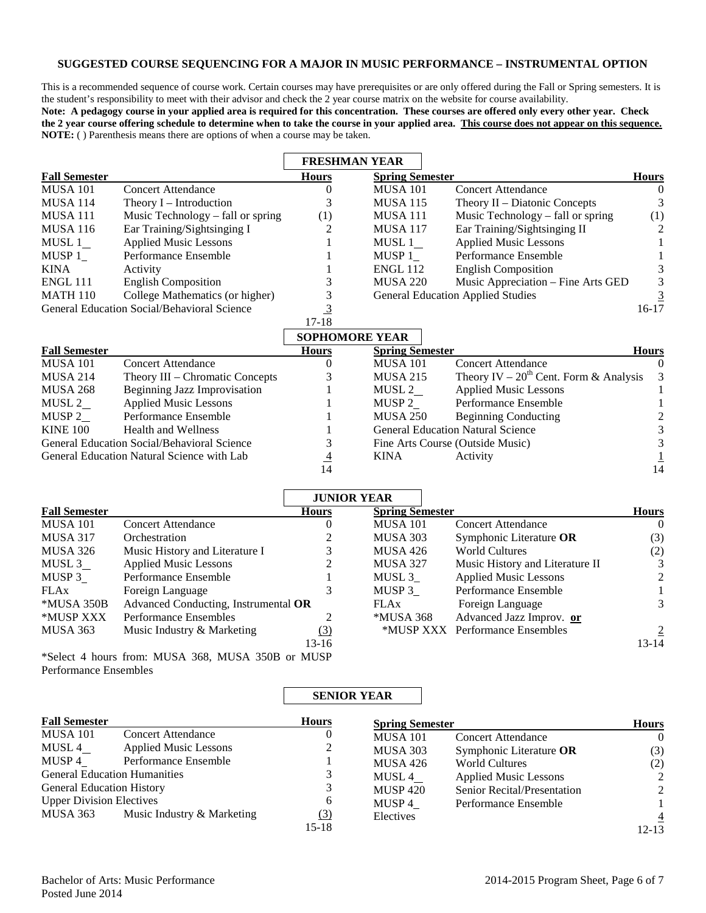## SUGGESTED COURSE SEQUENCING FOR A MAJOR IN MUSIC PERFORMANCE – INSTRUMENTAL OPTION

This is a recommended sequence of course work. Certain courses may have prerequisites or are only offered during the Fall or Spring semesters. It is the student's responsibility to meet with their advisor and check the 2 year course matrix on the website for course availability.

**Note: A pedagogy course in your applied area is required for this concentration. These courses are offered only every other year. Check the 2 year course offering schedule to determine when to take the course in your applied area. This course does not appear on this sequence.**

**NOTE:** ( ) Parenthesis means there are options of when a course may be taken.

### FRESHMAN YEAR

| Fall Semester | | Hours | Spring Semester | | Hours |
|---|---|---|---|---|---|
| MUSA 101 | Concert Attendance | 0 | MUSA 101 | Concert Attendance | 0 |
| MUSA 114 | Theory I – Introduction | 3 | MUSA 115 | Theory II – Diatonic Concepts | 3 |
| MUSA 111 | Music Technology – fall or spring | (1) | MUSA 111 | Music Technology – fall or spring | (1) |
| MUSA 116 | Ear Training/Sightsinging I | 2 | MUSA 117 | Ear Training/Sightsinging II | 2 |
| MUSL 1__ | Applied Music Lessons | 1 | MUSL 1__ | Applied Music Lessons | 1 |
| MUSP 1_ | Performance Ensemble | 1 | MUSP 1_ | Performance Ensemble | 1 |
| KINA | Activity | 1 | ENGL 112 | English Composition | 3 |
| ENGL 111 | English Composition | 3 | MUSA 220 | Music Appreciation – Fine Arts GED | 3 |
| MATH 110 | College Mathematics (or higher) | 3 | General Education Applied Studies | | 3 |
| General Education Social/Behavioral Science | | 3 | | | |
| | | 17-18 | | | 16-17 |

### SOPHOMORE YEAR

| Fall Semester | | Hours | Spring Semester | | Hours |
|---|---|---|---|---|---|
| MUSA 101 | Concert Attendance | 0 | MUSA 101 | Concert Attendance | 0 |
| MUSA 214 | Theory III – Chromatic Concepts | 3 | MUSA 215 | Theory IV – 20th Cent. Form & Analysis | 3 |
| MUSA 268 | Beginning Jazz Improvisation | 1 | MUSL 2__ | Applied Music Lessons | 1 |
| MUSL 2__ | Applied Music Lessons | 1 | MUSP 2_ | Performance Ensemble | 1 |
| MUSP 2__ | Performance Ensemble | 1 | MUSA 250 | Beginning Conducting | 2 |
| KINE 100 | Health and Wellness | 1 | General Education Natural Science | | 3 |
| General Education Social/Behavioral Science | | 3 | Fine Arts Course (Outside Music) | | 3 |
| General Education Natural Science with Lab | | 4 | KINA | Activity | 1 |
| | | 14 | | | 14 |

### JUNIOR YEAR

| Fall Semester | | Hours | Spring Semester | | Hours |
|---|---|---|---|---|---|
| MUSA 101 | Concert Attendance | 0 | MUSA 101 | Concert Attendance | 0 |
| MUSA 317 | Orchestration | 2 | MUSA 303 | Symphonic Literature **OR** | (3) |
| MUSA 326 | Music History and Literature I | 3 | MUSA 426 | World Cultures | (2) |
| MUSL 3__ | Applied Music Lessons | 2 | MUSA 327 | Music History and Literature II | 3 |
| MUSP 3_ | Performance Ensemble | 1 | MUSL 3_ | Applied Music Lessons | 2 |
| FLAx | Foreign Language | 3 | MUSP 3_ | Performance Ensemble | 1 |
| *MUSA 350B | Advanced Conducting, Instrumental **OR** | | FLAx | Foreign Language | 3 |
| *MUSP XXX | Performance Ensembles | 2 | *MUSA 368 | Advanced Jazz Improv. **or** | |
| MUSA 363 | Music Industry & Marketing | (3) | *MUSP XXX | Performance Ensembles | 2 |
| | | 13-16 | | | 13-14 |

*Select 4 hours from: MUSA 368, MUSA 350B or MUSP Performance Ensembles

### SENIOR YEAR

| Fall Semester | | Hours | Spring Semester | | Hours |
|---|---|---|---|---|---|
| MUSA 101 | Concert Attendance | 0 | MUSA 101 | Concert Attendance | 0 |
| MUSL 4__ | Applied Music Lessons | 2 | MUSA 303 | Symphonic Literature **OR** | (3) |
| MUSP 4_ | Performance Ensemble | 1 | MUSA 426 | World Cultures | (2) |
| General Education Humanities | | 3 | MUSL 4__ | Applied Music Lessons | 2 |
| General Education History | | 3 | MUSP 420 | Senior Recital/Presentation | 2 |
| Upper Division Electives | | 6 | MUSP 4_ | Performance Ensemble | 1 |
| MUSA 363 | Music Industry & Marketing | (3) | Electives | | 4 |
| | | 15-18 | | | 12-13 |

Bachelor of Arts: Music Performance
Posted June 2014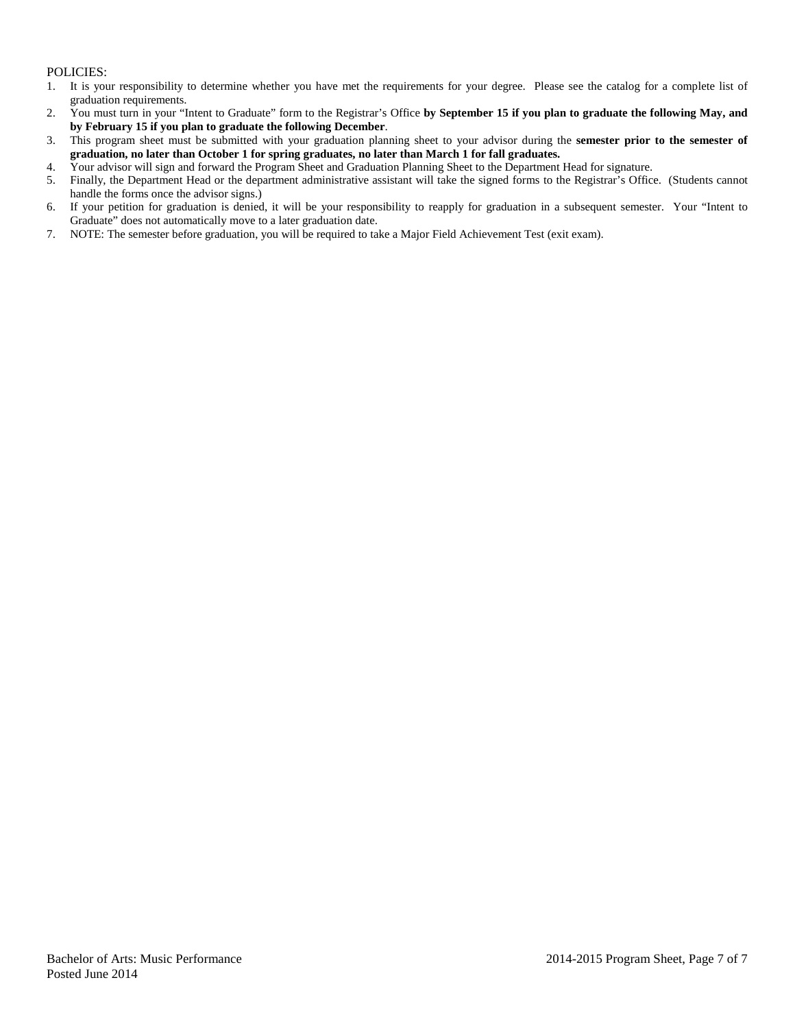POLICIES:

1. It is your responsibility to determine whether you have met the requirements for your degree. Please see the catalog for a complete list of graduation requirements.
2. You must turn in your "Intent to Graduate" form to the Registrar's Office **by September 15 if you plan to graduate the following May, and by February 15 if you plan to graduate the following December**.
3. This program sheet must be submitted with your graduation planning sheet to your advisor during the **semester prior to the semester of graduation, no later than October 1 for spring graduates, no later than March 1 for fall graduates.**
4. Your advisor will sign and forward the Program Sheet and Graduation Planning Sheet to the Department Head for signature.
5. Finally, the Department Head or the department administrative assistant will take the signed forms to the Registrar's Office. (Students cannot handle the forms once the advisor signs.)
6. If your petition for graduation is denied, it will be your responsibility to reapply for graduation in a subsequent semester. Your "Intent to Graduate" does not automatically move to a later graduation date.
7. NOTE: The semester before graduation, you will be required to take a Major Field Achievement Test (exit exam).